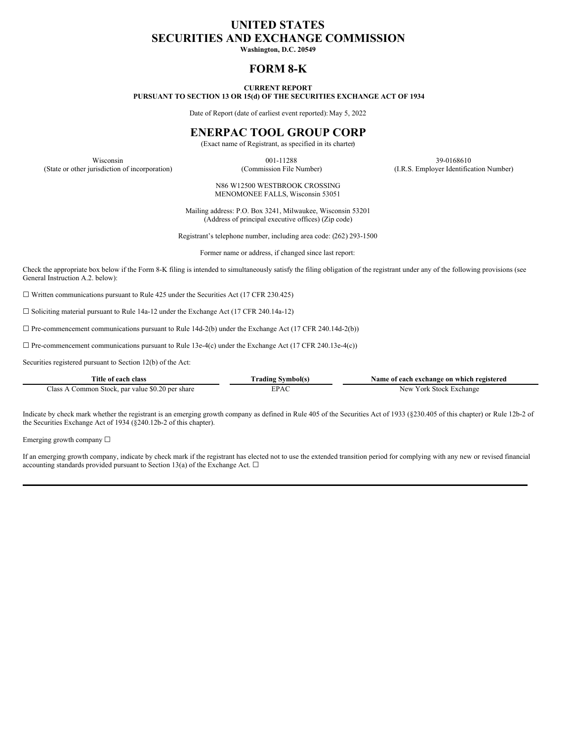# UNITED STATES
# SECURITIES AND EXCHANGE COMMISSION

**Washington, D.C. 20549**

## FORM 8-K

**CURRENT REPORT**
**PURSUANT TO SECTION 13 OR 15(d) OF THE SECURITIES EXCHANGE ACT OF 1934**

Date of Report (date of earliest event reported): May 5, 2022

## ENERPAC TOOL GROUP CORP

(Exact name of Registrant, as specified in its charter)

| Wisconsin | 001-11288 | 39-0168610 |
|---|---|---|
| (State or other jurisdiction of incorporation) | (Commission File Number) | (I.R.S. Employer Identification Number) |

N86 W12500 WESTBROOK CROSSING
MENOMONEE FALLS, Wisconsin 53051

Mailing address: P.O. Box 3241, Milwaukee, Wisconsin 53201
(Address of principal executive offices) (Zip code)

Registrant's telephone number, including area code: (262) 293-1500

Former name or address, if changed since last report:

Check the appropriate box below if the Form 8-K filing is intended to simultaneously satisfy the filing obligation of the registrant under any of the following provisions (see General Instruction A.2. below):

☐ Written communications pursuant to Rule 425 under the Securities Act (17 CFR 230.425)

☐ Soliciting material pursuant to Rule 14a-12 under the Exchange Act (17 CFR 240.14a-12)

☐ Pre-commencement communications pursuant to Rule 14d-2(b) under the Exchange Act (17 CFR 240.14d-2(b))

☐ Pre-commencement communications pursuant to Rule 13e-4(c) under the Exchange Act (17 CFR 240.13e-4(c))

Securities registered pursuant to Section 12(b) of the Act:

| Title of each class | Trading Symbol(s) | Name of each exchange on which registered |
|---|---|---|
| Class A Common Stock, par value $0.20 per share | EPAC | New York Stock Exchange |

Indicate by check mark whether the registrant is an emerging growth company as defined in Rule 405 of the Securities Act of 1933 (§230.405 of this chapter) or Rule 12b-2 of the Securities Exchange Act of 1934 (§240.12b-2 of this chapter).

Emerging growth company ☐

If an emerging growth company, indicate by check mark if the registrant has elected not to use the extended transition period for complying with any new or revised financial accounting standards provided pursuant to Section 13(a) of the Exchange Act. ☐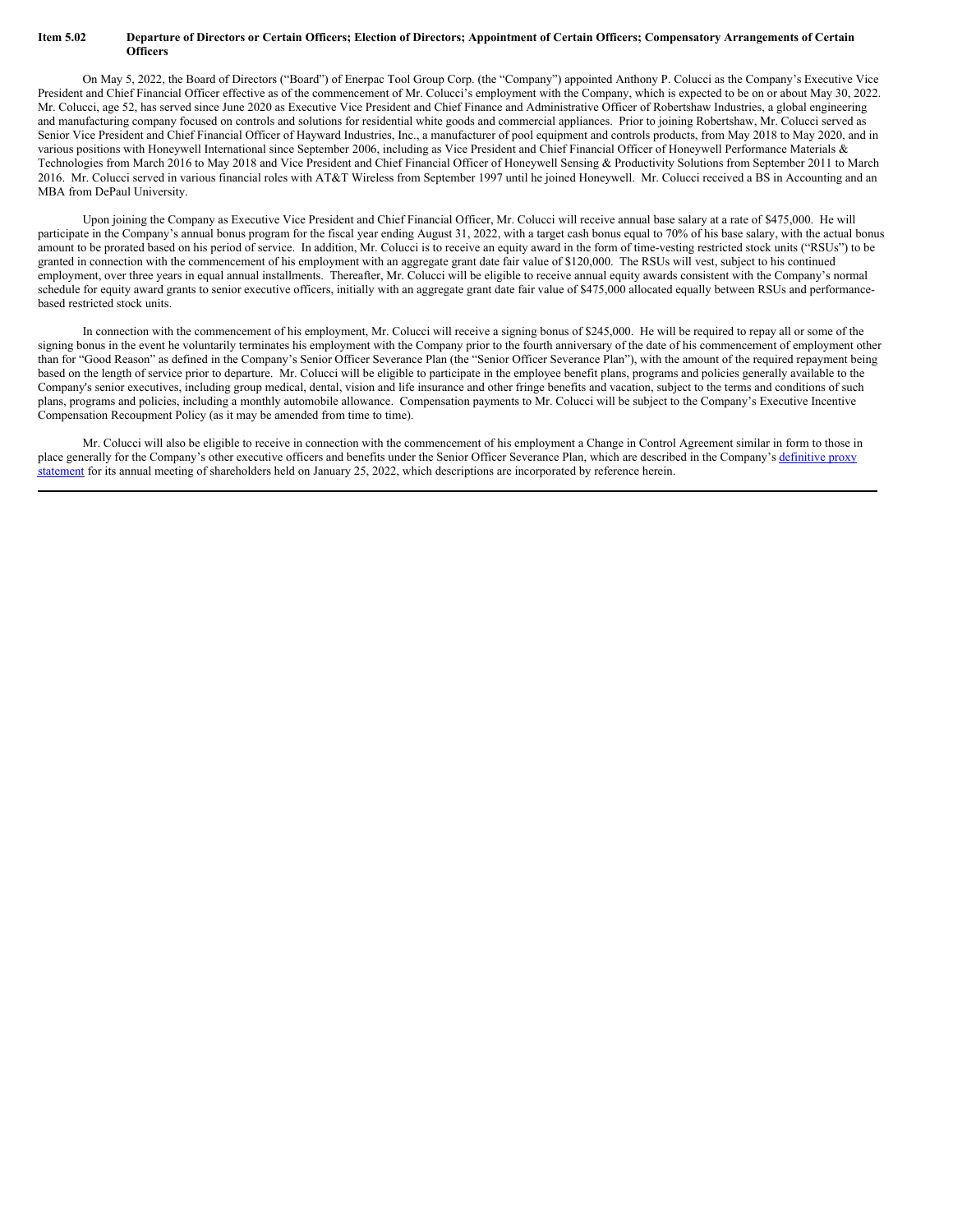**Item 5.02 Departure of Directors or Certain Officers; Election of Directors; Appointment of Certain Officers; Compensatory Arrangements of Certain Officers**

On May 5, 2022, the Board of Directors ("Board") of Enerpac Tool Group Corp. (the "Company") appointed Anthony P. Colucci as the Company's Executive Vice President and Chief Financial Officer effective as of the commencement of Mr. Colucci's employment with the Company, which is expected to be on or about May 30, 2022. Mr. Colucci, age 52, has served since June 2020 as Executive Vice President and Chief Finance and Administrative Officer of Robertshaw Industries, a global engineering and manufacturing company focused on controls and solutions for residential white goods and commercial appliances. Prior to joining Robertshaw, Mr. Colucci served as Senior Vice President and Chief Financial Officer of Hayward Industries, Inc., a manufacturer of pool equipment and controls products, from May 2018 to May 2020, and in various positions with Honeywell International since September 2006, including as Vice President and Chief Financial Officer of Honeywell Performance Materials & Technologies from March 2016 to May 2018 and Vice President and Chief Financial Officer of Honeywell Sensing & Productivity Solutions from September 2011 to March 2016. Mr. Colucci served in various financial roles with AT&T Wireless from September 1997 until he joined Honeywell. Mr. Colucci received a BS in Accounting and an MBA from DePaul University.

Upon joining the Company as Executive Vice President and Chief Financial Officer, Mr. Colucci will receive annual base salary at a rate of $475,000. He will participate in the Company's annual bonus program for the fiscal year ending August 31, 2022, with a target cash bonus equal to 70% of his base salary, with the actual bonus amount to be prorated based on his period of service. In addition, Mr. Colucci is to receive an equity award in the form of time-vesting restricted stock units ("RSUs") to be granted in connection with the commencement of his employment with an aggregate grant date fair value of $120,000. The RSUs will vest, subject to his continued employment, over three years in equal annual installments. Thereafter, Mr. Colucci will be eligible to receive annual equity awards consistent with the Company's normal schedule for equity award grants to senior executive officers, initially with an aggregate grant date fair value of $475,000 allocated equally between RSUs and performance-based restricted stock units.

In connection with the commencement of his employment, Mr. Colucci will receive a signing bonus of $245,000. He will be required to repay all or some of the signing bonus in the event he voluntarily terminates his employment with the Company prior to the fourth anniversary of the date of his commencement of employment other than for "Good Reason" as defined in the Company's Senior Officer Severance Plan (the "Senior Officer Severance Plan"), with the amount of the required repayment being based on the length of service prior to departure. Mr. Colucci will be eligible to participate in the employee benefit plans, programs and policies generally available to the Company's senior executives, including group medical, dental, vision and life insurance and other fringe benefits and vacation, subject to the terms and conditions of such plans, programs and policies, including a monthly automobile allowance. Compensation payments to Mr. Colucci will be subject to the Company's Executive Incentive Compensation Recoupment Policy (as it may be amended from time to time).

Mr. Colucci will also be eligible to receive in connection with the commencement of his employment a Change in Control Agreement similar in form to those in place generally for the Company's other executive officers and benefits under the Senior Officer Severance Plan, which are described in the Company's definitive proxy statement for its annual meeting of shareholders held on January 25, 2022, which descriptions are incorporated by reference herein.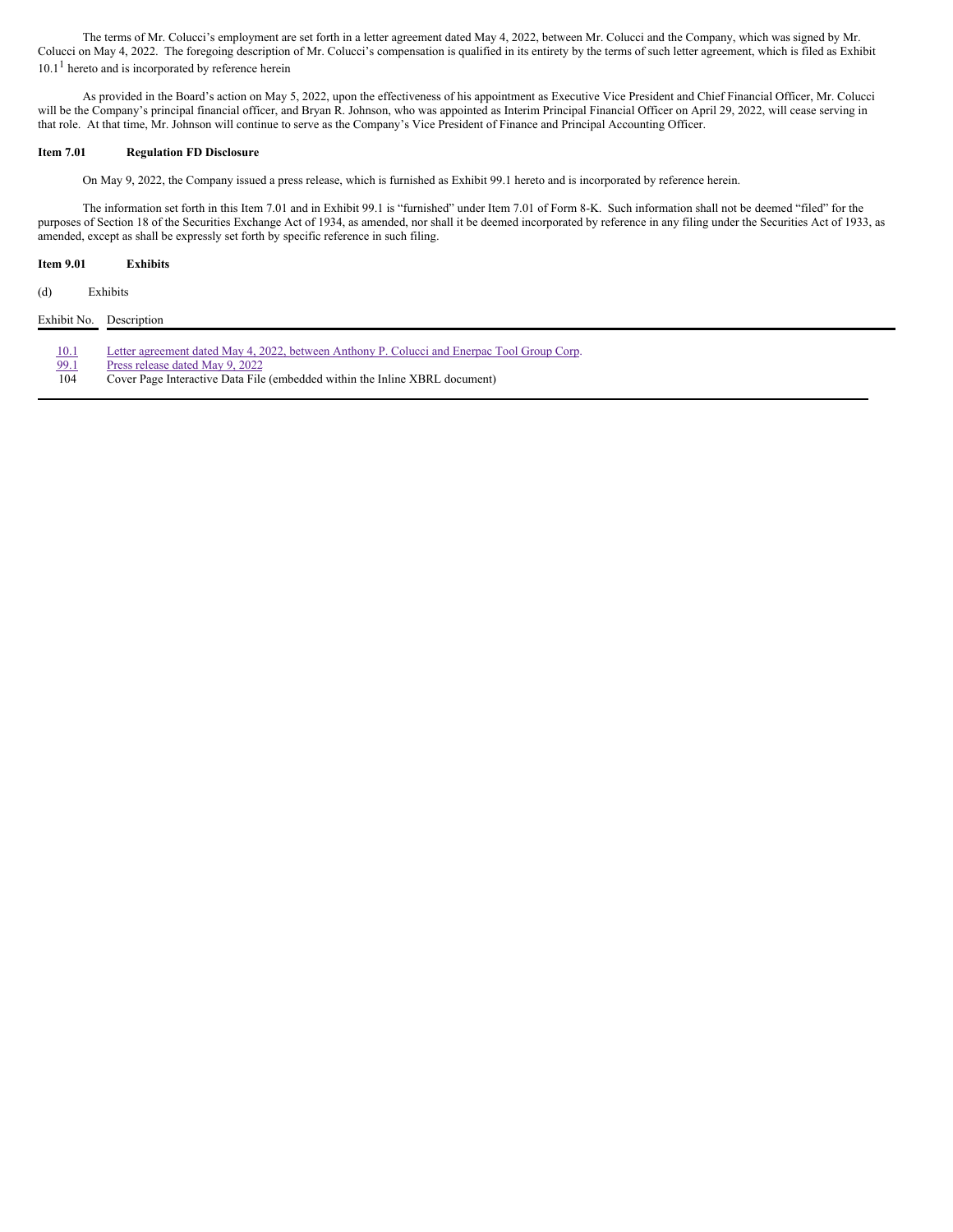The terms of Mr. Colucci's employment are set forth in a letter agreement dated May 4, 2022, between Mr. Colucci and the Company, which was signed by Mr. Colucci on May 4, 2022. The foregoing description of Mr. Colucci's compensation is qualified in its entirety by the terms of such letter agreement, which is filed as Exhibit 10.1[1] hereto and is incorporated by reference herein

As provided in the Board's action on May 5, 2022, upon the effectiveness of his appointment as Executive Vice President and Chief Financial Officer, Mr. Colucci will be the Company's principal financial officer, and Bryan R. Johnson, who was appointed as Interim Principal Financial Officer on April 29, 2022, will cease serving in that role. At that time, Mr. Johnson will continue to serve as the Company's Vice President of Finance and Principal Accounting Officer.

**Item 7.01 Regulation FD Disclosure**

On May 9, 2022, the Company issued a press release, which is furnished as Exhibit 99.1 hereto and is incorporated by reference herein.

The information set forth in this Item 7.01 and in Exhibit 99.1 is "furnished" under Item 7.01 of Form 8-K. Such information shall not be deemed "filed" for the purposes of Section 18 of the Securities Exchange Act of 1934, as amended, nor shall it be deemed incorporated by reference in any filing under the Securities Act of 1933, as amended, except as shall be expressly set forth by specific reference in such filing.

**Item 9.01 Exhibits**

(d) Exhibits

| Exhibit No. | Description |
|---|---|
| 10.1 | Letter agreement dated May 4, 2022, between Anthony P. Colucci and Enerpac Tool Group Corp. |
| 99.1 | Press release dated May 9, 2022 |
| 104 | Cover Page Interactive Data File (embedded within the Inline XBRL document) |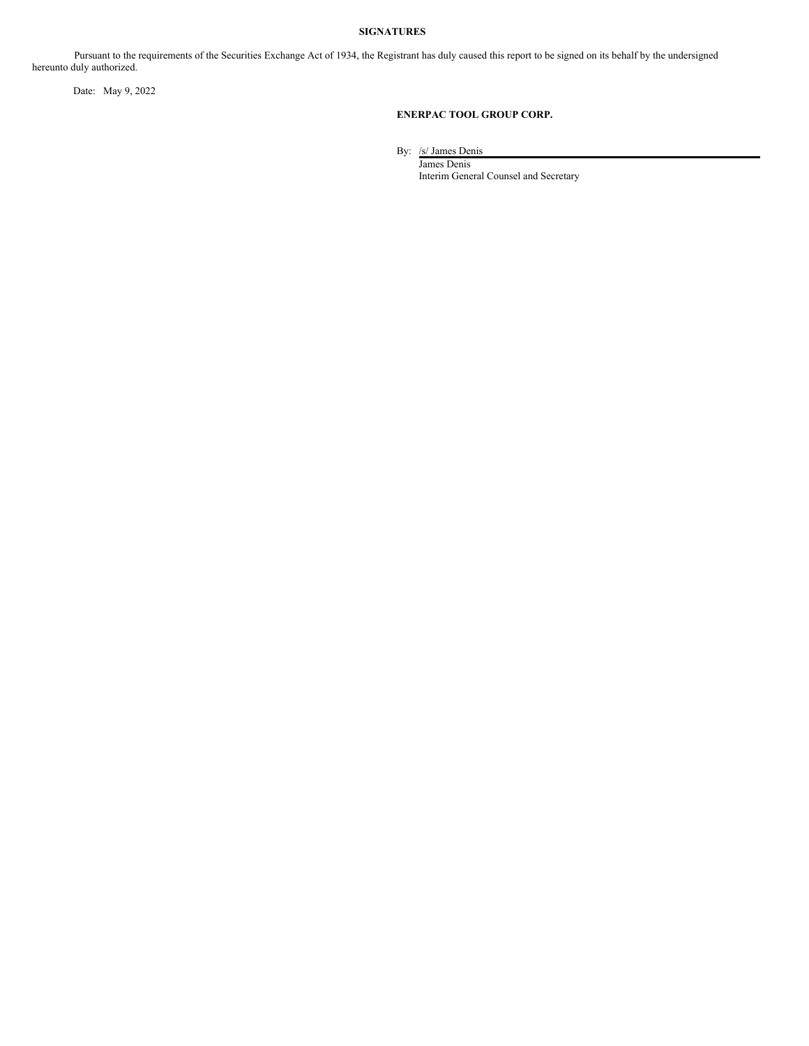**SIGNATURES**

Pursuant to the requirements of the Securities Exchange Act of 1934, the Registrant has duly caused this report to be signed on its behalf by the undersigned hereunto duly authorized.

Date: May 9, 2022

**ENERPAC TOOL GROUP CORP.**

By: /s/ James Denis
James Denis
Interim General Counsel and Secretary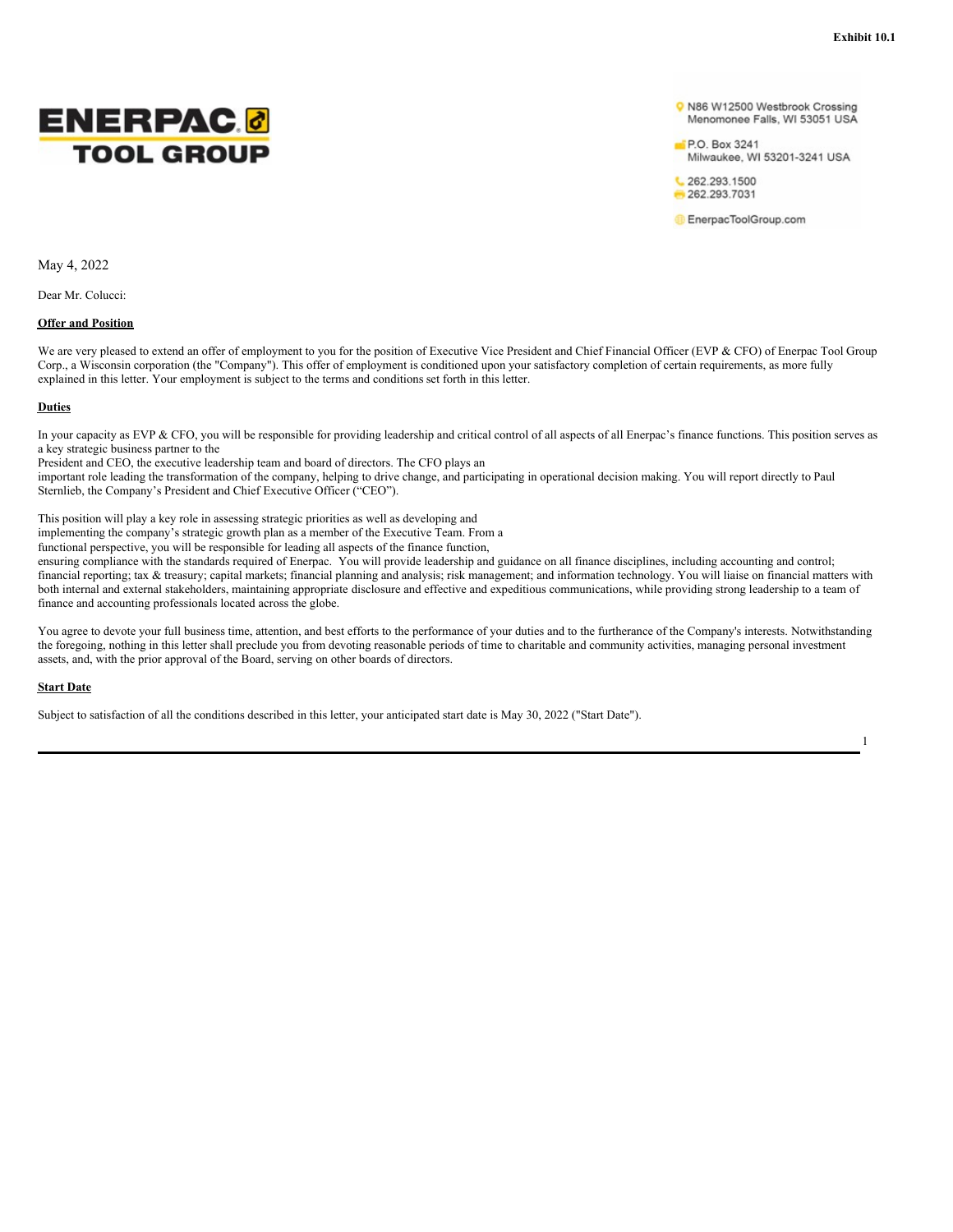**Exhibit 10.1**

ENERPAC TOOL GROUP

N86 W12500 Westbrook Crossing
Menomonee Falls, WI 53051 USA

P.O. Box 3241
Milwaukee, WI 53201-3241 USA

262.293.1500
262.293.7031

EnerpacToolGroup.com

May 4, 2022

Dear Mr. Colucci:

**Offer and Position**

We are very pleased to extend an offer of employment to you for the position of Executive Vice President and Chief Financial Officer (EVP & CFO) of Enerpac Tool Group Corp., a Wisconsin corporation (the "Company"). This offer of employment is conditioned upon your satisfactory completion of certain requirements, as more fully explained in this letter. Your employment is subject to the terms and conditions set forth in this letter.

**Duties**

In your capacity as EVP & CFO, you will be responsible for providing leadership and critical control of all aspects of all Enerpac's finance functions. This position serves as a key strategic business partner to the President and CEO, the executive leadership team and board of directors. The CFO plays an important role leading the transformation of the company, helping to drive change, and participating in operational decision making. You will report directly to Paul Sternlieb, the Company's President and Chief Executive Officer ("CEO").

This position will play a key role in assessing strategic priorities as well as developing and implementing the company's strategic growth plan as a member of the Executive Team. From a functional perspective, you will be responsible for leading all aspects of the finance function, ensuring compliance with the standards required of Enerpac. You will provide leadership and guidance on all finance disciplines, including accounting and control; financial reporting; tax & treasury; capital markets; financial planning and analysis; risk management; and information technology. You will liaise on financial matters with both internal and external stakeholders, maintaining appropriate disclosure and effective and expeditious communications, while providing strong leadership to a team of finance and accounting professionals located across the globe.

You agree to devote your full business time, attention, and best efforts to the performance of your duties and to the furtherance of the Company's interests. Notwithstanding the foregoing, nothing in this letter shall preclude you from devoting reasonable periods of time to charitable and community activities, managing personal investment assets, and, with the prior approval of the Board, serving on other boards of directors.

**Start Date**

Subject to satisfaction of all the conditions described in this letter, your anticipated start date is May 30, 2022 ("Start Date").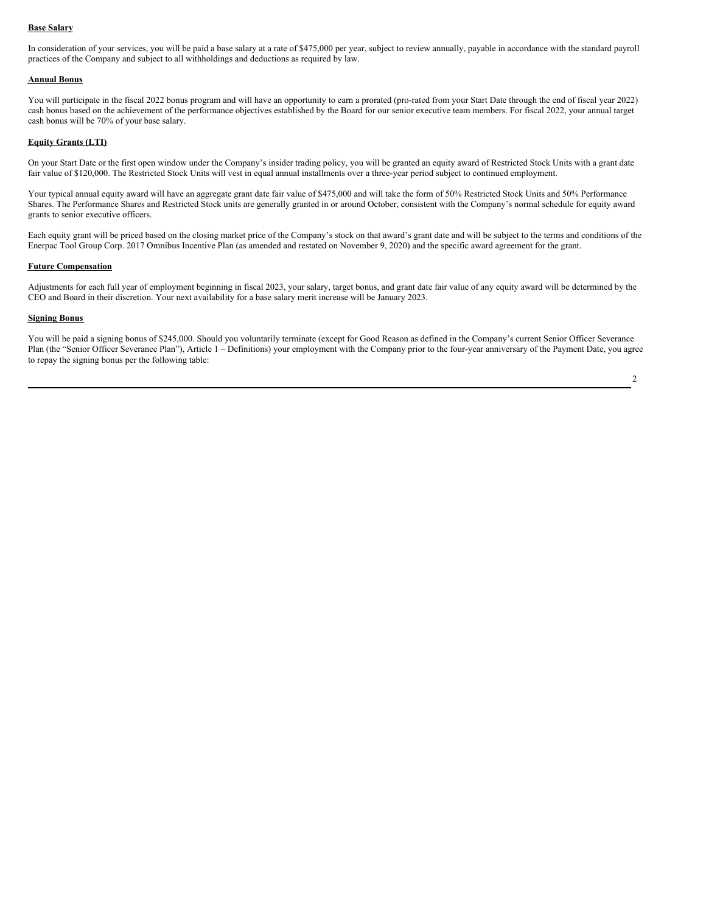**Base Salary**

In consideration of your services, you will be paid a base salary at a rate of $475,000 per year, subject to review annually, payable in accordance with the standard payroll practices of the Company and subject to all withholdings and deductions as required by law.

**Annual Bonus**

You will participate in the fiscal 2022 bonus program and will have an opportunity to earn a prorated (pro-rated from your Start Date through the end of fiscal year 2022) cash bonus based on the achievement of the performance objectives established by the Board for our senior executive team members. For fiscal 2022, your annual target cash bonus will be 70% of your base salary.

**Equity Grants (LTI)**

On your Start Date or the first open window under the Company's insider trading policy, you will be granted an equity award of Restricted Stock Units with a grant date fair value of $120,000. The Restricted Stock Units will vest in equal annual installments over a three-year period subject to continued employment.

Your typical annual equity award will have an aggregate grant date fair value of $475,000 and will take the form of 50% Restricted Stock Units and 50% Performance Shares. The Performance Shares and Restricted Stock units are generally granted in or around October, consistent with the Company's normal schedule for equity award grants to senior executive officers.

Each equity grant will be priced based on the closing market price of the Company's stock on that award's grant date and will be subject to the terms and conditions of the Enerpac Tool Group Corp. 2017 Omnibus Incentive Plan (as amended and restated on November 9, 2020) and the specific award agreement for the grant.

**Future Compensation**

Adjustments for each full year of employment beginning in fiscal 2023, your salary, target bonus, and grant date fair value of any equity award will be determined by the CEO and Board in their discretion. Your next availability for a base salary merit increase will be January 2023.

**Signing Bonus**

You will be paid a signing bonus of $245,000. Should you voluntarily terminate (except for Good Reason as defined in the Company's current Senior Officer Severance Plan (the "Senior Officer Severance Plan"), Article 1 – Definitions) your employment with the Company prior to the four-year anniversary of the Payment Date, you agree to repay the signing bonus per the following table: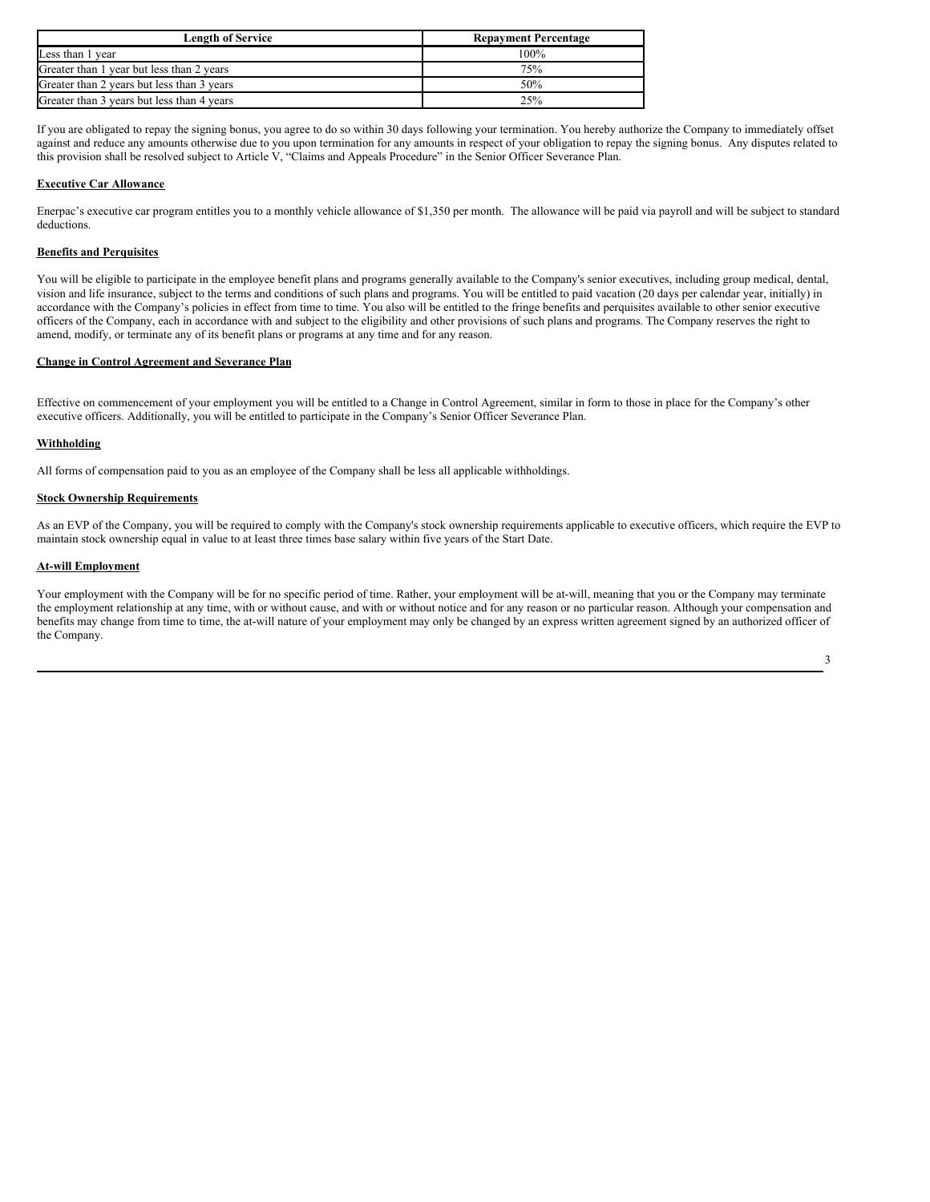| Length of Service | Repayment Percentage |
| --- | --- |
| Less than 1 year | 100% |
| Greater than 1 year but less than 2 years | 75% |
| Greater than 2 years but less than 3 years | 50% |
| Greater than 3 years but less than 4 years | 25% |

If you are obligated to repay the signing bonus, you agree to do so within 30 days following your termination. You hereby authorize the Company to immediately offset against and reduce any amounts otherwise due to you upon termination for any amounts in respect of your obligation to repay the signing bonus. Any disputes related to this provision shall be resolved subject to Article V, "Claims and Appeals Procedure" in the Senior Officer Severance Plan.

**Executive Car Allowance**

Enerpac's executive car program entitles you to a monthly vehicle allowance of $1,350 per month. The allowance will be paid via payroll and will be subject to standard deductions.

**Benefits and Perquisites**

You will be eligible to participate in the employee benefit plans and programs generally available to the Company's senior executives, including group medical, dental, vision and life insurance, subject to the terms and conditions of such plans and programs. You will be entitled to paid vacation (20 days per calendar year, initially) in accordance with the Company's policies in effect from time to time. You also will be entitled to the fringe benefits and perquisites available to other senior executive officers of the Company, each in accordance with and subject to the eligibility and other provisions of such plans and programs. The Company reserves the right to amend, modify, or terminate any of its benefit plans or programs at any time and for any reason.

**Change in Control Agreement and Severance Plan**

Effective on commencement of your employment you will be entitled to a Change in Control Agreement, similar in form to those in place for the Company's other executive officers. Additionally, you will be entitled to participate in the Company's Senior Officer Severance Plan.

**Withholding**

All forms of compensation paid to you as an employee of the Company shall be less all applicable withholdings.

**Stock Ownership Requirements**

As an EVP of the Company, you will be required to comply with the Company's stock ownership requirements applicable to executive officers, which require the EVP to maintain stock ownership equal in value to at least three times base salary within five years of the Start Date.

**At-will Employment**

Your employment with the Company will be for no specific period of time. Rather, your employment will be at-will, meaning that you or the Company may terminate the employment relationship at any time, with or without cause, and with or without notice and for any reason or no particular reason. Although your compensation and benefits may change from time to time, the at-will nature of your employment may only be changed by an express written agreement signed by an authorized officer of the Company.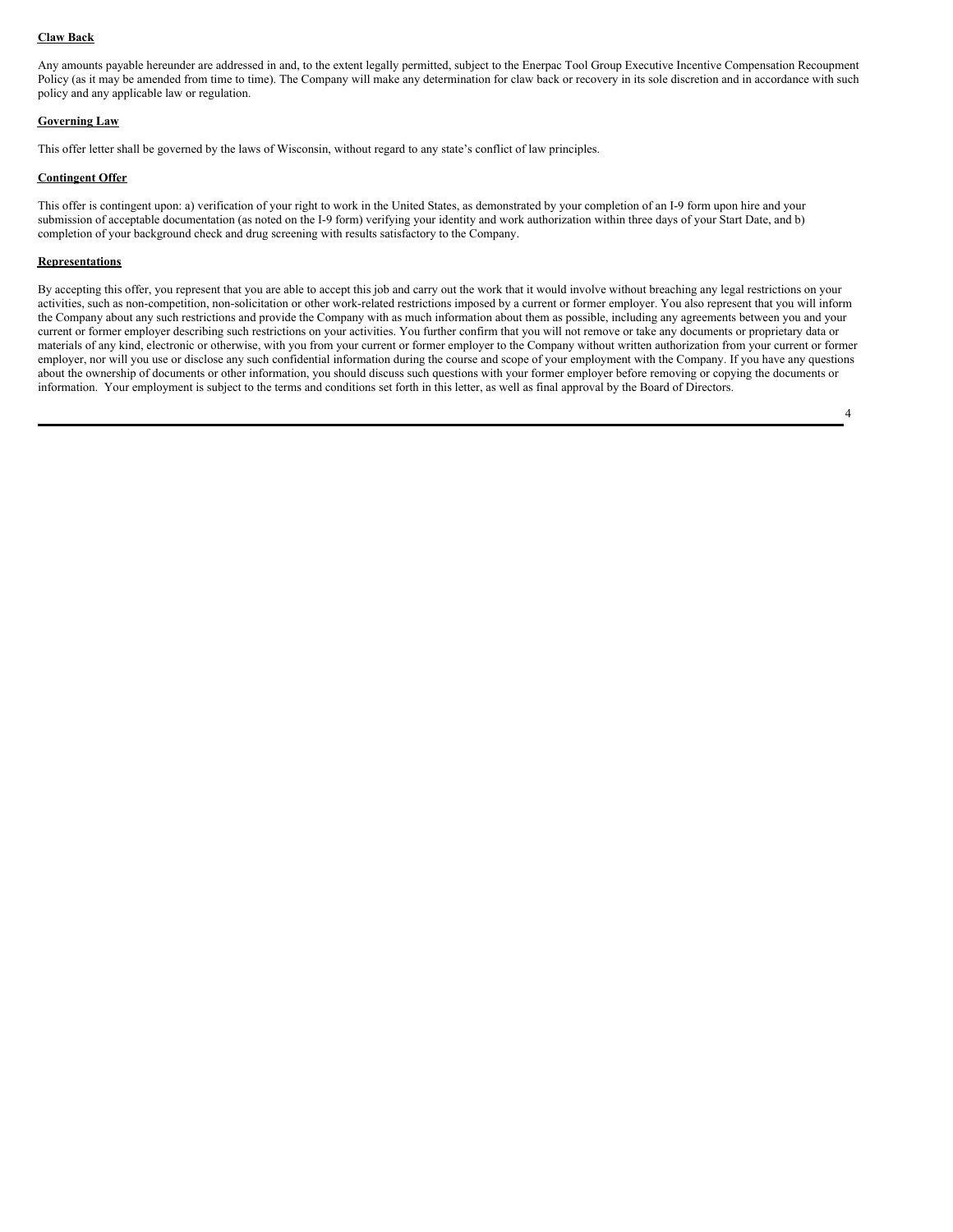**Claw Back**

Any amounts payable hereunder are addressed in and, to the extent legally permitted, subject to the Enerpac Tool Group Executive Incentive Compensation Recoupment Policy (as it may be amended from time to time). The Company will make any determination for claw back or recovery in its sole discretion and in accordance with such policy and any applicable law or regulation.

**Governing Law**

This offer letter shall be governed by the laws of Wisconsin, without regard to any state's conflict of law principles.

**Contingent Offer**

This offer is contingent upon: a) verification of your right to work in the United States, as demonstrated by your completion of an I-9 form upon hire and your submission of acceptable documentation (as noted on the I-9 form) verifying your identity and work authorization within three days of your Start Date, and b) completion of your background check and drug screening with results satisfactory to the Company.

**Representations**

By accepting this offer, you represent that you are able to accept this job and carry out the work that it would involve without breaching any legal restrictions on your activities, such as non-competition, non-solicitation or other work-related restrictions imposed by a current or former employer. You also represent that you will inform the Company about any such restrictions and provide the Company with as much information about them as possible, including any agreements between you and your current or former employer describing such restrictions on your activities. You further confirm that you will not remove or take any documents or proprietary data or materials of any kind, electronic or otherwise, with you from your current or former employer to the Company without written authorization from your current or former employer, nor will you use or disclose any such confidential information during the course and scope of your employment with the Company. If you have any questions about the ownership of documents or other information, you should discuss such questions with your former employer before removing or copying the documents or information. Your employment is subject to the terms and conditions set forth in this letter, as well as final approval by the Board of Directors.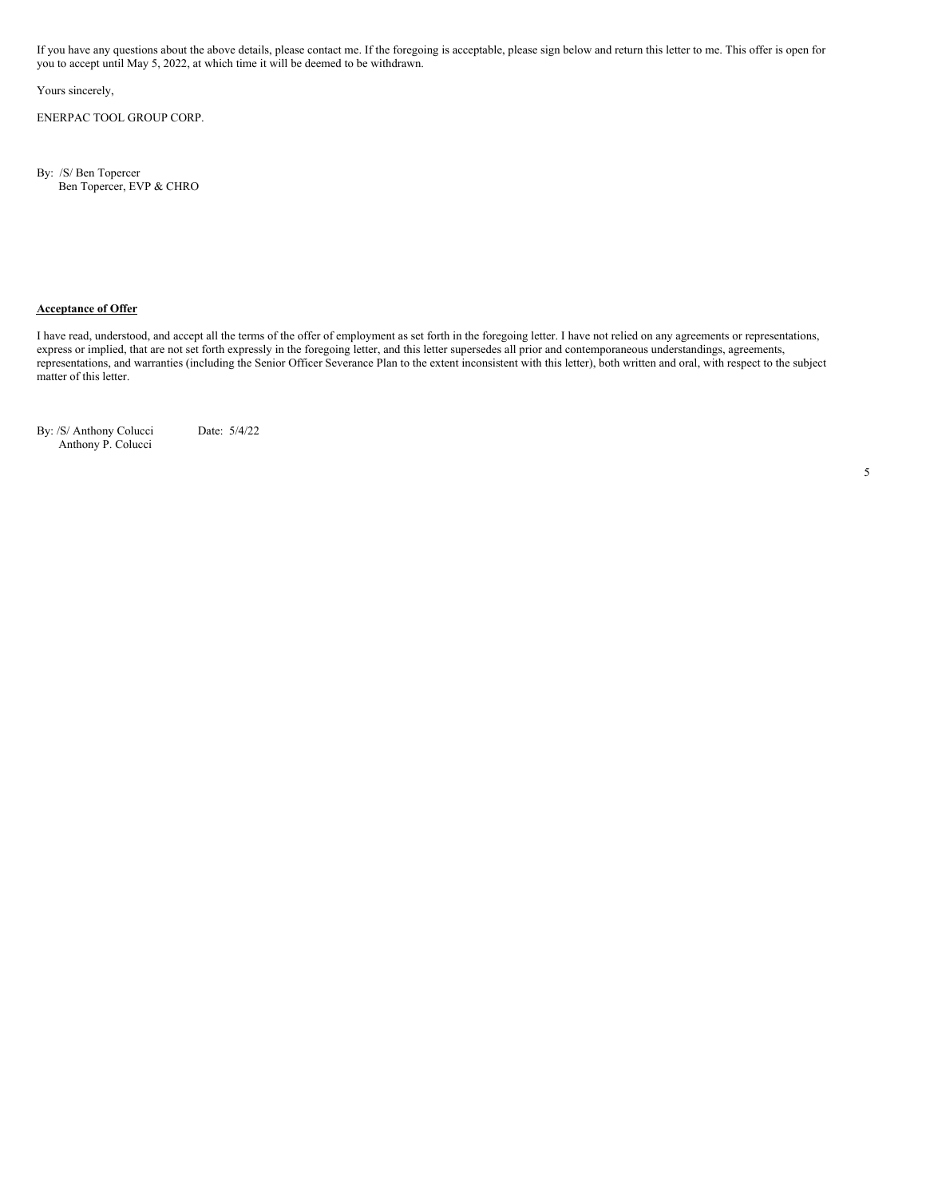If you have any questions about the above details, please contact me. If the foregoing is acceptable, please sign below and return this letter to me. This offer is open for you to accept until May 5, 2022, at which time it will be deemed to be withdrawn.

Yours sincerely,

ENERPAC TOOL GROUP CORP.

By: /S/ Ben Topercer
Ben Topercer, EVP & CHRO

**Acceptance of Offer**

I have read, understood, and accept all the terms of the offer of employment as set forth in the foregoing letter. I have not relied on any agreements or representations, express or implied, that are not set forth expressly in the foregoing letter, and this letter supersedes all prior and contemporaneous understandings, agreements, representations, and warranties (including the Senior Officer Severance Plan to the extent inconsistent with this letter), both written and oral, with respect to the subject matter of this letter.

By: /S/ Anthony Colucci Date: 5/4/22
Anthony P. Colucci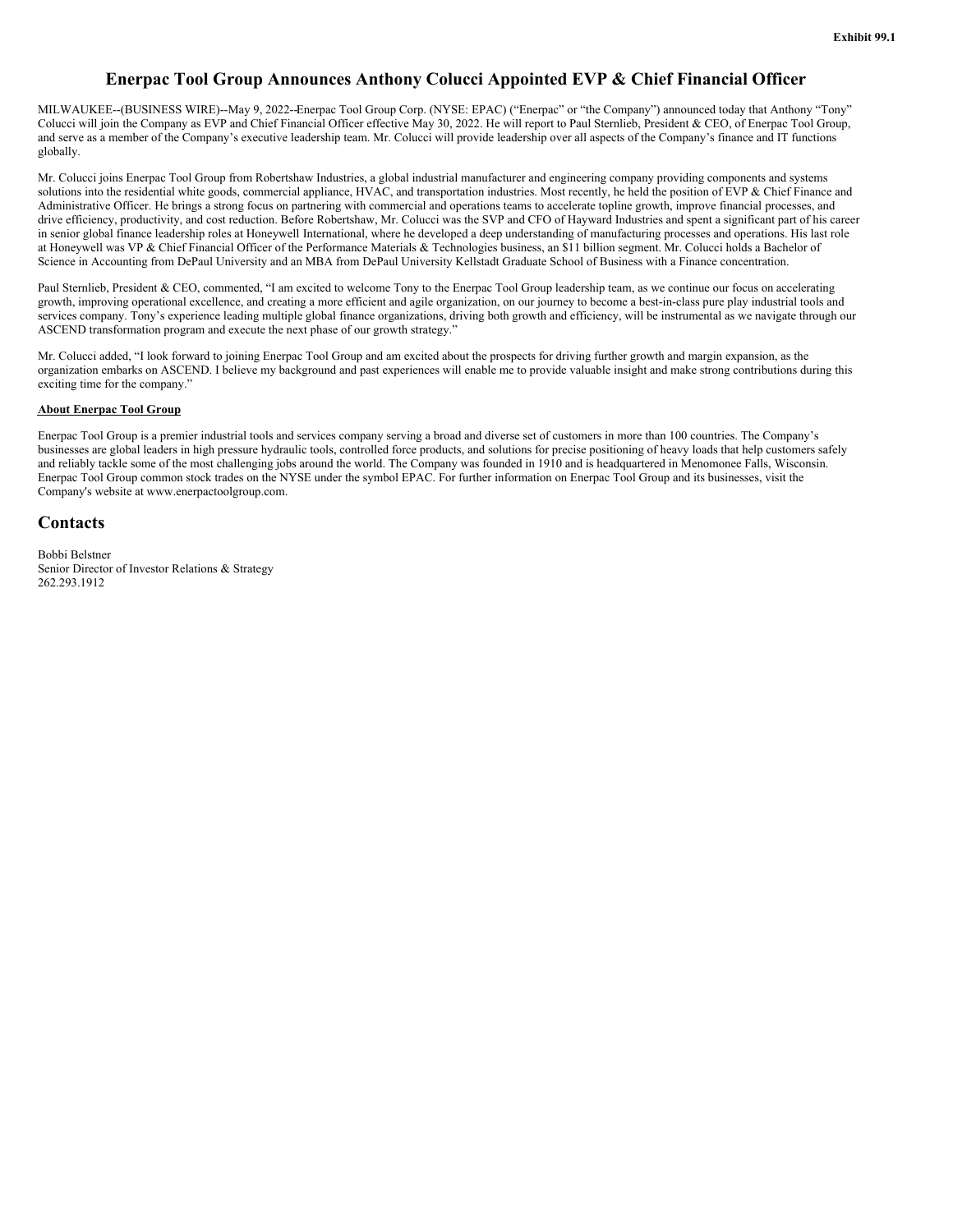Exhibit 99.1

# Enerpac Tool Group Announces Anthony Colucci Appointed EVP & Chief Financial Officer

MILWAUKEE--(BUSINESS WIRE)--May 9, 2022--Enerpac Tool Group Corp. (NYSE: EPAC) ("Enerpac" or "the Company") announced today that Anthony "Tony" Colucci will join the Company as EVP and Chief Financial Officer effective May 30, 2022. He will report to Paul Sternlieb, President & CEO, of Enerpac Tool Group, and serve as a member of the Company's executive leadership team. Mr. Colucci will provide leadership over all aspects of the Company's finance and IT functions globally.

Mr. Colucci joins Enerpac Tool Group from Robertshaw Industries, a global industrial manufacturer and engineering company providing components and systems solutions into the residential white goods, commercial appliance, HVAC, and transportation industries. Most recently, he held the position of EVP & Chief Finance and Administrative Officer. He brings a strong focus on partnering with commercial and operations teams to accelerate topline growth, improve financial processes, and drive efficiency, productivity, and cost reduction. Before Robertshaw, Mr. Colucci was the SVP and CFO of Hayward Industries and spent a significant part of his career in senior global finance leadership roles at Honeywell International, where he developed a deep understanding of manufacturing processes and operations. His last role at Honeywell was VP & Chief Financial Officer of the Performance Materials & Technologies business, an $11 billion segment. Mr. Colucci holds a Bachelor of Science in Accounting from DePaul University and an MBA from DePaul University Kellstadt Graduate School of Business with a Finance concentration.

Paul Sternlieb, President & CEO, commented, "I am excited to welcome Tony to the Enerpac Tool Group leadership team, as we continue our focus on accelerating growth, improving operational excellence, and creating a more efficient and agile organization, on our journey to become a best-in-class pure play industrial tools and services company. Tony's experience leading multiple global finance organizations, driving both growth and efficiency, will be instrumental as we navigate through our ASCEND transformation program and execute the next phase of our growth strategy."

Mr. Colucci added, "I look forward to joining Enerpac Tool Group and am excited about the prospects for driving further growth and margin expansion, as the organization embarks on ASCEND. I believe my background and past experiences will enable me to provide valuable insight and make strong contributions during this exciting time for the company."

**About Enerpac Tool Group**

Enerpac Tool Group is a premier industrial tools and services company serving a broad and diverse set of customers in more than 100 countries. The Company's businesses are global leaders in high pressure hydraulic tools, controlled force products, and solutions for precise positioning of heavy loads that help customers safely and reliably tackle some of the most challenging jobs around the world. The Company was founded in 1910 and is headquartered in Menomonee Falls, Wisconsin. Enerpac Tool Group common stock trades on the NYSE under the symbol EPAC. For further information on Enerpac Tool Group and its businesses, visit the Company's website at www.enerpactoolgroup.com.

## Contacts

Bobbi Belstner
Senior Director of Investor Relations & Strategy
262.293.1912